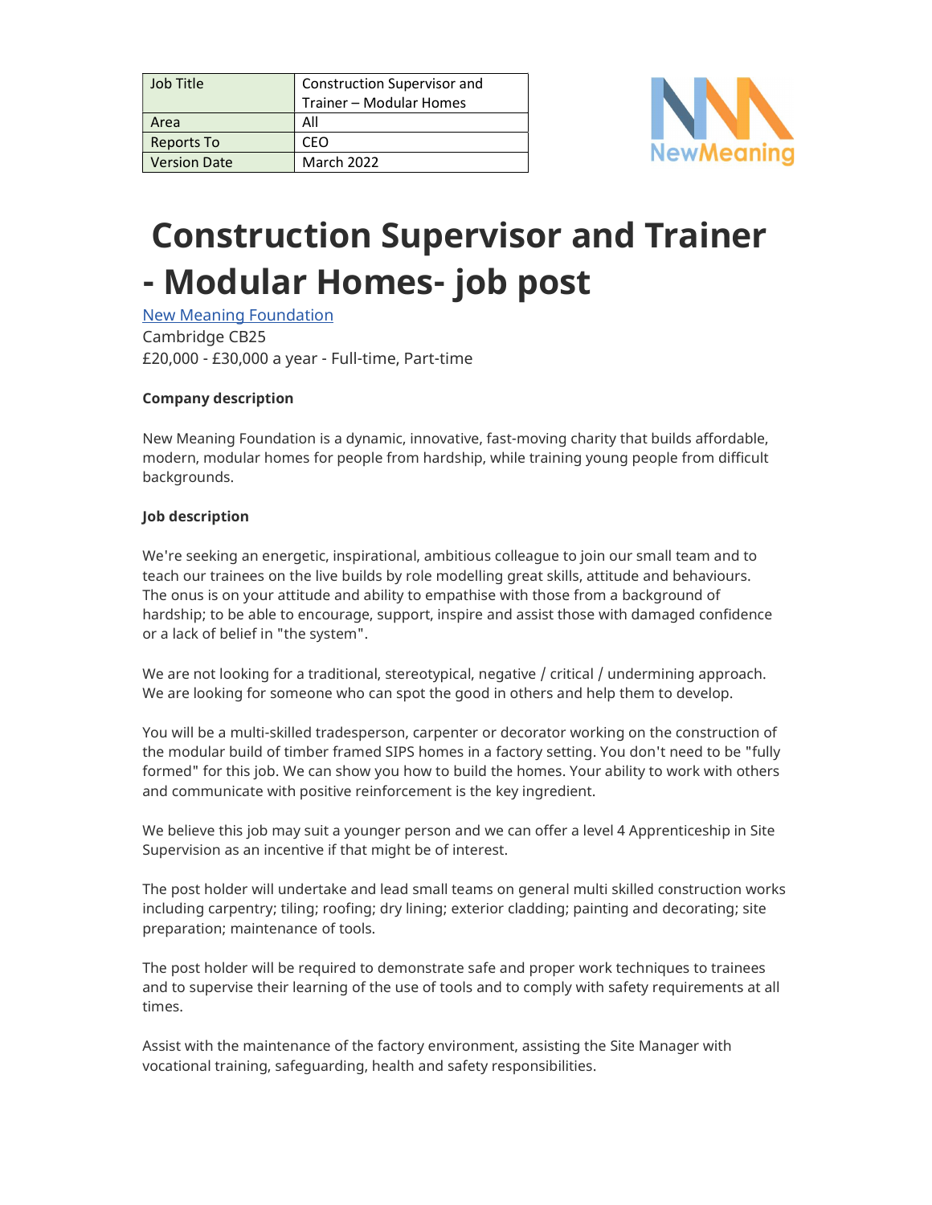| Job Title | Construction Supervisor and Trainer – Modular Homes |
| --- | --- |
| Area | All |
| Reports To | CEO |
| Version Date | March 2022 |

NewMeaning

# Construction Supervisor and Trainer - Modular Homes- job post

New Meaning Foundation
Cambridge CB25
£20,000 - £30,000 a year - Full-time, Part-time

**Company description**

New Meaning Foundation is a dynamic, innovative, fast-moving charity that builds affordable, modern, modular homes for people from hardship, while training young people from difficult backgrounds.

**Job description**

We're seeking an energetic, inspirational, ambitious colleague to join our small team and to teach our trainees on the live builds by role modelling great skills, attitude and behaviours. The onus is on your attitude and ability to empathise with those from a background of hardship; to be able to encourage, support, inspire and assist those with damaged confidence or a lack of belief in "the system".

We are not looking for a traditional, stereotypical, negative / critical / undermining approach. We are looking for someone who can spot the good in others and help them to develop.

You will be a multi-skilled tradesperson, carpenter or decorator working on the construction of the modular build of timber framed SIPS homes in a factory setting. You don't need to be "fully formed" for this job. We can show you how to build the homes. Your ability to work with others and communicate with positive reinforcement is the key ingredient.

We believe this job may suit a younger person and we can offer a level 4 Apprenticeship in Site Supervision as an incentive if that might be of interest.

The post holder will undertake and lead small teams on general multi skilled construction works including carpentry; tiling; roofing; dry lining; exterior cladding; painting and decorating; site preparation; maintenance of tools.

The post holder will be required to demonstrate safe and proper work techniques to trainees and to supervise their learning of the use of tools and to comply with safety requirements at all times.

Assist with the maintenance of the factory environment, assisting the Site Manager with vocational training, safeguarding, health and safety responsibilities.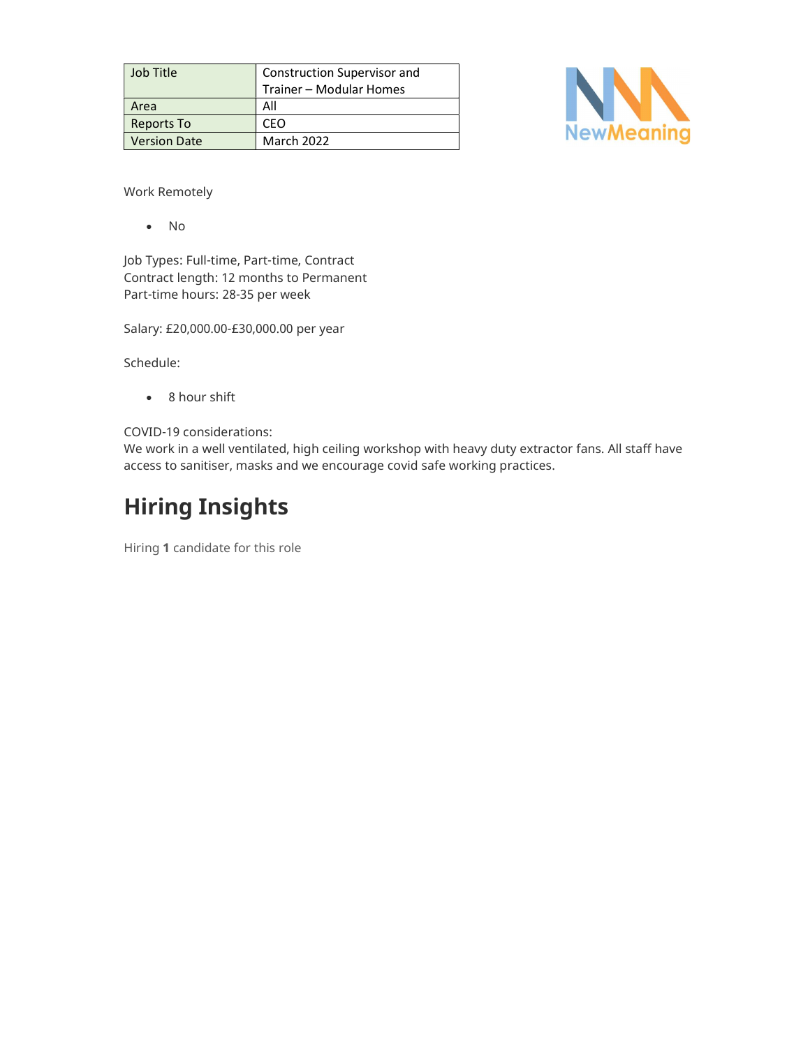| | |
|---|---|
| Job Title | Construction Supervisor and Trainer – Modular Homes |
| Area | All |
| Reports To | CEO |
| Version Date | March 2022 |

NewMeaning

Work Remotely

- No

Job Types: Full-time, Part-time, Contract
Contract length: 12 months to Permanent
Part-time hours: 28-35 per week

Salary: £20,000.00-£30,000.00 per year

Schedule:

- 8 hour shift

COVID-19 considerations:
We work in a well ventilated, high ceiling workshop with heavy duty extractor fans. All staff have access to sanitiser, masks and we encourage covid safe working practices.

# Hiring Insights

Hiring **1** candidate for this role